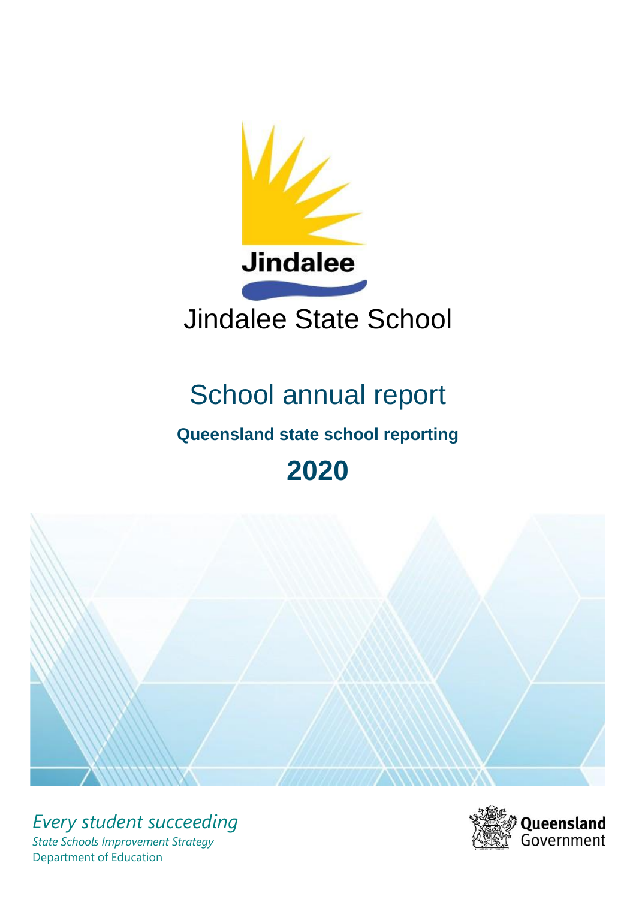Jindalee

# Jindalee State School

## School annual report

**Queensland state school reporting**

**2020**

*Every student succeeding*

*State Schools Improvement Strategy*

Department of Education

Queensland Government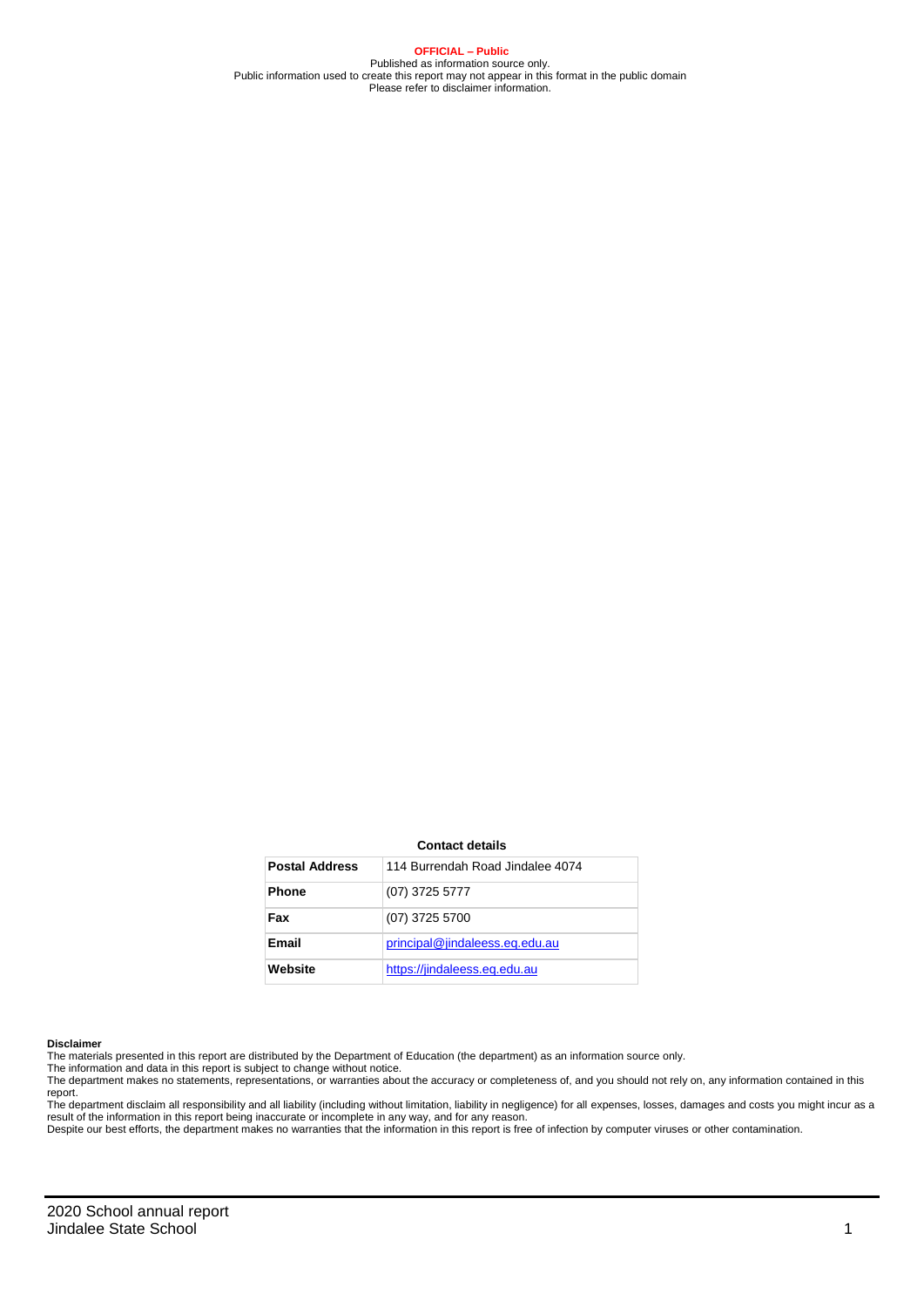**OFFICIAL – Public**

Published as information source only.
Public information used to create this report may not appear in this format in the public domain
Please refer to disclaimer information.

**Contact details**

| Postal Address | 114 Burrendah Road Jindalee 4074 |
|---|---|
| Phone | (07) 3725 5777 |
| Fax | (07) 3725 5700 |
| Email | principal@jindaleess.eq.edu.au |
| Website | https://jindaleess.eq.edu.au |

**Disclaimer**

The materials presented in this report are distributed by the Department of Education (the department) as an information source only.
The information and data in this report is subject to change without notice.
The department makes no statements, representations, or warranties about the accuracy or completeness of, and you should not rely on, any information contained in this report.
The department disclaim all responsibility and all liability (including without limitation, liability in negligence) for all expenses, losses, damages and costs you might incur as a result of the information in this report being inaccurate or incomplete in any way, and for any reason.
Despite our best efforts, the department makes no warranties that the information in this report is free of infection by computer viruses or other contamination.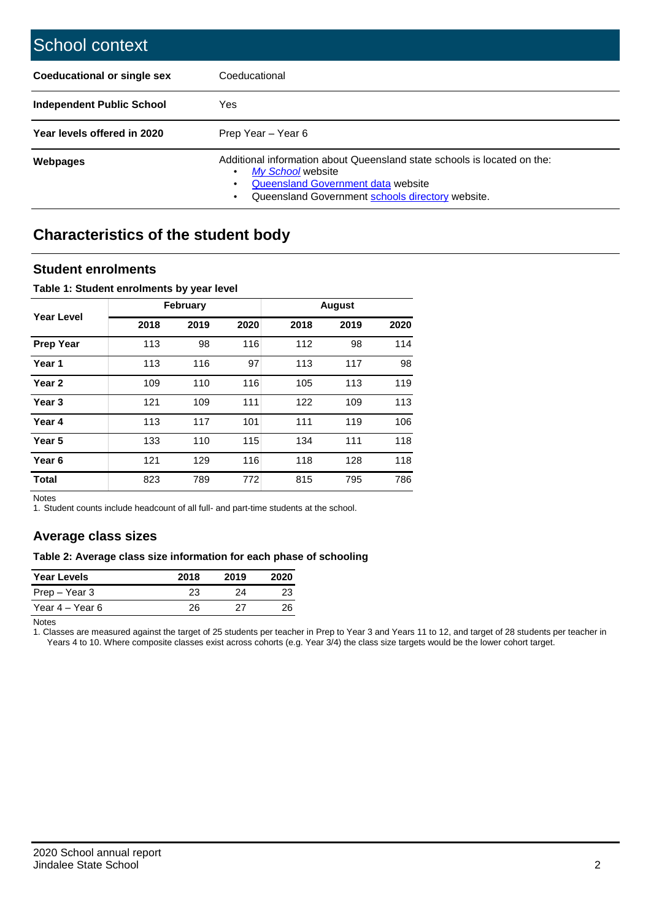# School context

| | |
|---|---|
| **Coeducational or single sex** | Coeducational |
| **Independent Public School** | Yes |
| **Year levels offered in 2020** | Prep Year – Year 6 |
| **Webpages** | Additional information about Queensland state schools is located on the: • *My School* website • Queensland Government data website • Queensland Government schools directory website. |

## Characteristics of the student body

### Student enrolments

**Table 1: Student enrolments by year level**

| Year Level | February | | | August | | |
|---|---|---|---|---|---|---|
| | 2018 | 2019 | 2020 | 2018 | 2019 | 2020 |
| **Prep Year** | 113 | 98 | 116 | 112 | 98 | 114 |
| **Year 1** | 113 | 116 | 97 | 113 | 117 | 98 |
| **Year 2** | 109 | 110 | 116 | 105 | 113 | 119 |
| **Year 3** | 121 | 109 | 111 | 122 | 109 | 113 |
| **Year 4** | 113 | 117 | 101 | 111 | 119 | 106 |
| **Year 5** | 133 | 110 | 115 | 134 | 111 | 118 |
| **Year 6** | 121 | 129 | 116 | 118 | 128 | 118 |
| **Total** | 823 | 789 | 772 | 815 | 795 | 786 |

Notes

1. Student counts include headcount of all full- and part-time students at the school.

### Average class sizes

**Table 2: Average class size information for each phase of schooling**

| Year Levels | 2018 | 2019 | 2020 |
|---|---|---|---|
| Prep – Year 3 | 23 | 24 | 23 |
| Year 4 – Year 6 | 26 | 27 | 26 |

Notes

1. Classes are measured against the target of 25 students per teacher in Prep to Year 3 and Years 11 to 12, and target of 28 students per teacher in Years 4 to 10. Where composite classes exist across cohorts (e.g. Year 3/4) the class size targets would be the lower cohort target.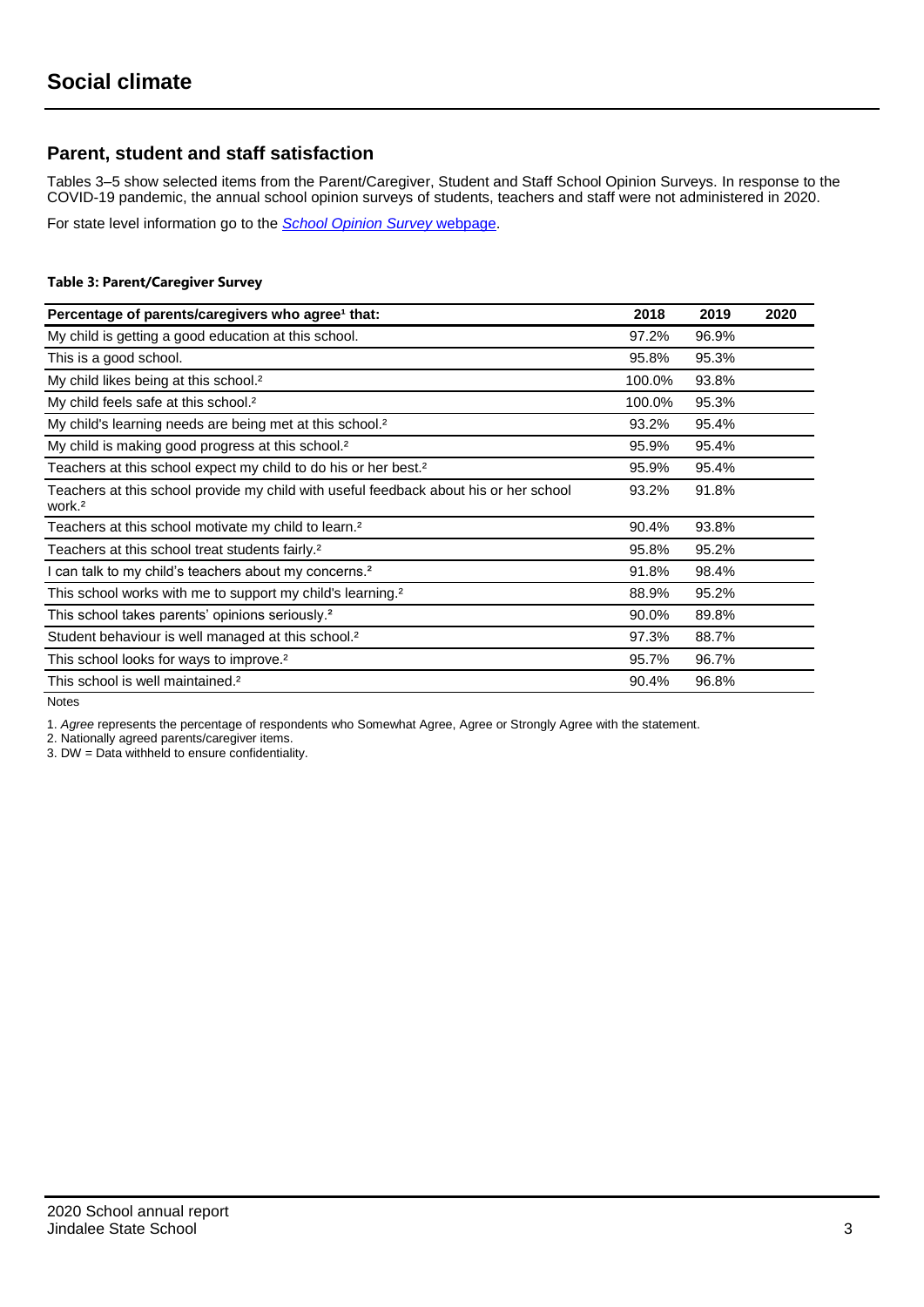# Social climate

## Parent, student and staff satisfaction

Tables 3–5 show selected items from the Parent/Caregiver, Student and Staff School Opinion Surveys. In response to the COVID-19 pandemic, the annual school opinion surveys of students, teachers and staff were not administered in 2020.

For state level information go to the *School Opinion Survey* webpage.

**Table 3: Parent/Caregiver Survey**

| Percentage of parents/caregivers who agree[1] that: | 2018 | 2019 | 2020 |
|---|---|---|---|
| My child is getting a good education at this school. | 97.2% | 96.9% | |
| This is a good school. | 95.8% | 95.3% | |
| My child likes being at this school.[2] | 100.0% | 93.8% | |
| My child feels safe at this school.[2] | 100.0% | 95.3% | |
| My child's learning needs are being met at this school.[2] | 93.2% | 95.4% | |
| My child is making good progress at this school.[2] | 95.9% | 95.4% | |
| Teachers at this school expect my child to do his or her best.[2] | 95.9% | 95.4% | |
| Teachers at this school provide my child with useful feedback about his or her school work.[2] | 93.2% | 91.8% | |
| Teachers at this school motivate my child to learn.[2] | 90.4% | 93.8% | |
| Teachers at this school treat students fairly.[2] | 95.8% | 95.2% | |
| I can talk to my child's teachers about my concerns.[2] | 91.8% | 98.4% | |
| This school works with me to support my child's learning.[2] | 88.9% | 95.2% | |
| This school takes parents' opinions seriously.[2] | 90.0% | 89.8% | |
| Student behaviour is well managed at this school.[2] | 97.3% | 88.7% | |
| This school looks for ways to improve.[2] | 95.7% | 96.7% | |
| This school is well maintained.[2] | 90.4% | 96.8% | |

Notes

1. *Agree* represents the percentage of respondents who Somewhat Agree, Agree or Strongly Agree with the statement.
2. Nationally agreed parents/caregiver items.
3. DW = Data withheld to ensure confidentiality.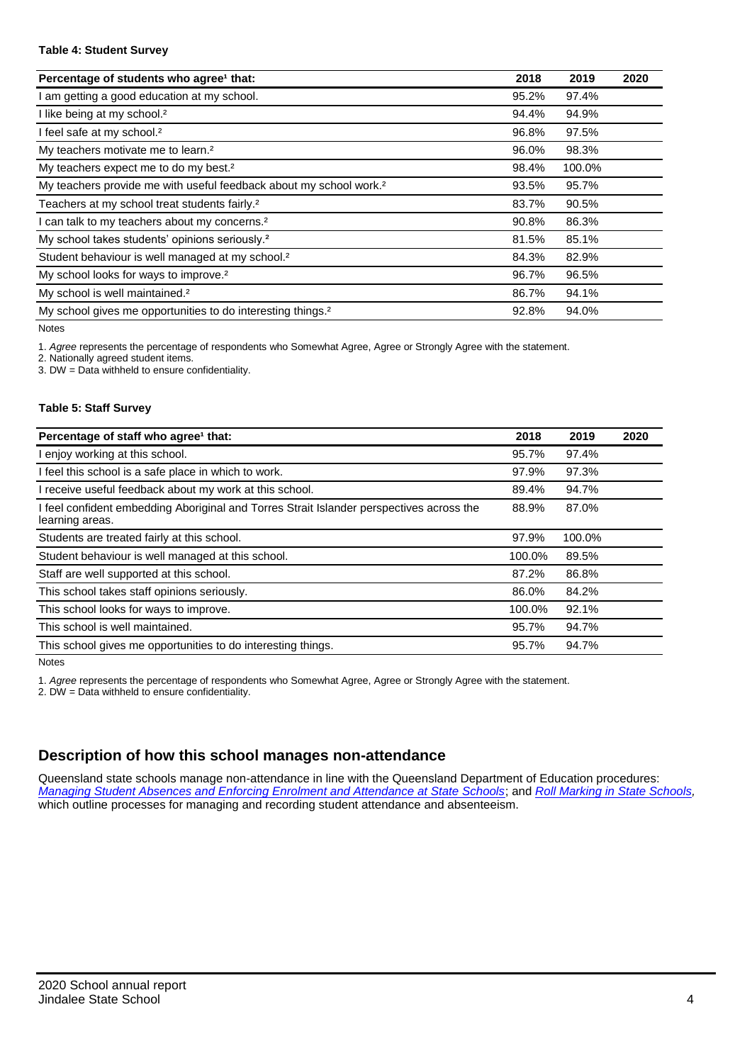#### Table 4: Student Survey

| Percentage of students who agree[1] that: | 2018 | 2019 | 2020 |
|---|---|---|---|
| I am getting a good education at my school. | 95.2% | 97.4% | |
| I like being at my school.[2] | 94.4% | 94.9% | |
| I feel safe at my school.[2] | 96.8% | 97.5% | |
| My teachers motivate me to learn.[2] | 96.0% | 98.3% | |
| My teachers expect me to do my best.[2] | 98.4% | 100.0% | |
| My teachers provide me with useful feedback about my school work.[2] | 93.5% | 95.7% | |
| Teachers at my school treat students fairly.[2] | 83.7% | 90.5% | |
| I can talk to my teachers about my concerns.[2] | 90.8% | 86.3% | |
| My school takes students' opinions seriously.[2] | 81.5% | 85.1% | |
| Student behaviour is well managed at my school.[2] | 84.3% | 82.9% | |
| My school looks for ways to improve.[2] | 96.7% | 96.5% | |
| My school is well maintained.[2] | 86.7% | 94.1% | |
| My school gives me opportunities to do interesting things.[2] | 92.8% | 94.0% | |

Notes

1. *Agree* represents the percentage of respondents who Somewhat Agree, Agree or Strongly Agree with the statement.
2. Nationally agreed student items.
3. DW = Data withheld to ensure confidentiality.

#### Table 5: Staff Survey

| Percentage of staff who agree[1] that: | 2018 | 2019 | 2020 |
|---|---|---|---|
| I enjoy working at this school. | 95.7% | 97.4% | |
| I feel this school is a safe place in which to work. | 97.9% | 97.3% | |
| I receive useful feedback about my work at this school. | 89.4% | 94.7% | |
| I feel confident embedding Aboriginal and Torres Strait Islander perspectives across the learning areas. | 88.9% | 87.0% | |
| Students are treated fairly at this school. | 97.9% | 100.0% | |
| Student behaviour is well managed at this school. | 100.0% | 89.5% | |
| Staff are well supported at this school. | 87.2% | 86.8% | |
| This school takes staff opinions seriously. | 86.0% | 84.2% | |
| This school looks for ways to improve. | 100.0% | 92.1% | |
| This school is well maintained. | 95.7% | 94.7% | |
| This school gives me opportunities to do interesting things. | 95.7% | 94.7% | |

Notes

1. *Agree* represents the percentage of respondents who Somewhat Agree, Agree or Strongly Agree with the statement.
2. DW = Data withheld to ensure confidentiality.

## Description of how this school manages non-attendance

Queensland state schools manage non-attendance in line with the Queensland Department of Education procedures: *Managing Student Absences and Enforcing Enrolment and Attendance at State Schools*; and *Roll Marking in State Schools*, which outline processes for managing and recording student attendance and absenteeism.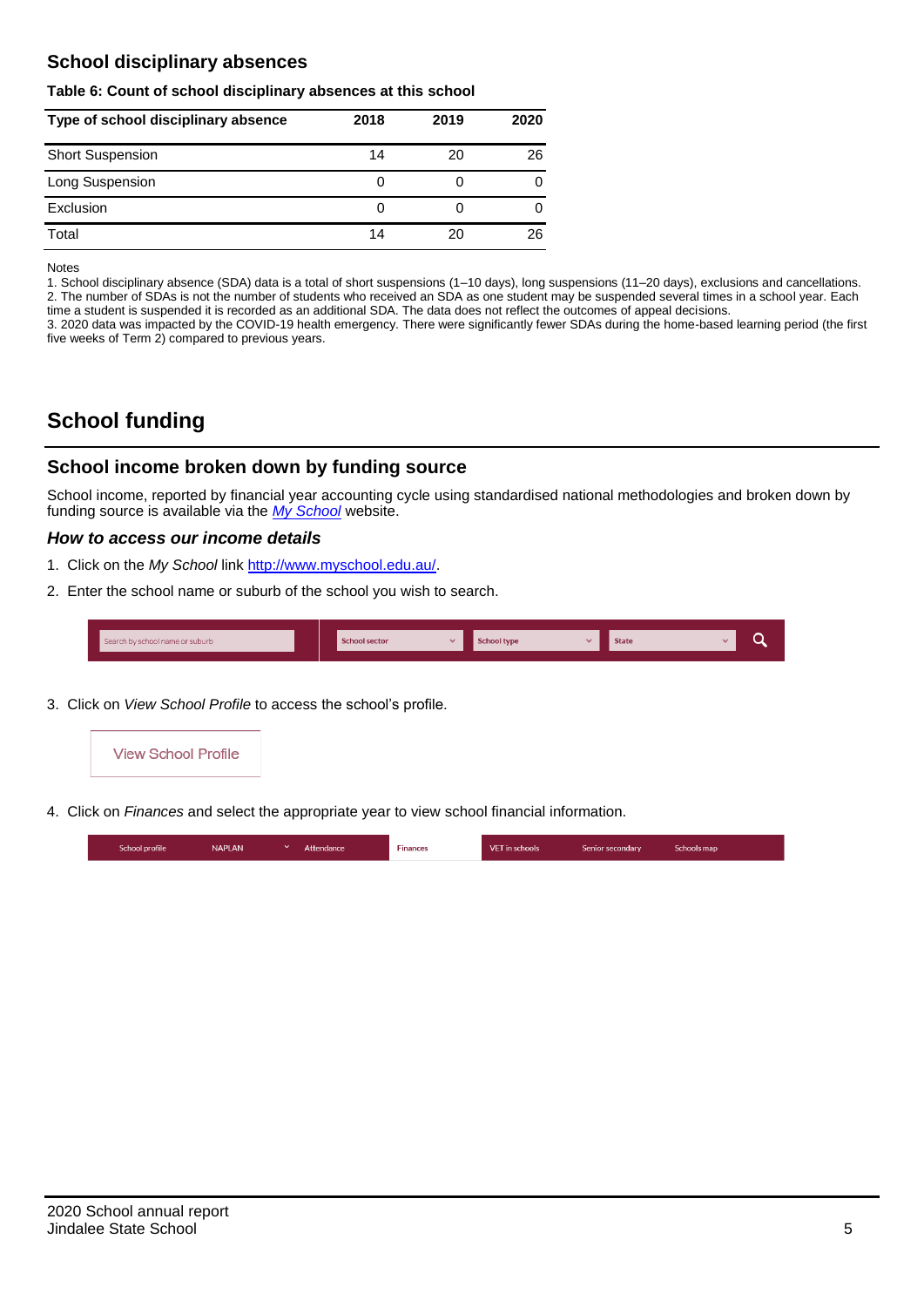## School disciplinary absences

**Table 6: Count of school disciplinary absences at this school**

| Type of school disciplinary absence | 2018 | 2019 | 2020 |
|---|---|---|---|
| Short Suspension | 14 | 20 | 26 |
| Long Suspension | 0 | 0 | 0 |
| Exclusion | 0 | 0 | 0 |
| Total | 14 | 20 | 26 |

Notes

1. School disciplinary absence (SDA) data is a total of short suspensions (1–10 days), long suspensions (11–20 days), exclusions and cancellations.
2. The number of SDAs is not the number of students who received an SDA as one student may be suspended several times in a school year. Each time a student is suspended it is recorded as an additional SDA. The data does not reflect the outcomes of appeal decisions.
3. 2020 data was impacted by the COVID-19 health emergency. There were significantly fewer SDAs during the home-based learning period (the first five weeks of Term 2) compared to previous years.

# School funding

## School income broken down by funding source

School income, reported by financial year accounting cycle using standardised national methodologies and broken down by funding source is available via the *My School* website.

### *How to access our income details*

1. Click on the *My School* link http://www.myschool.edu.au/.
2. Enter the school name or suburb of the school you wish to search.
3. Click on *View School Profile* to access the school's profile.
4. Click on *Finances* and select the appropriate year to view school financial information.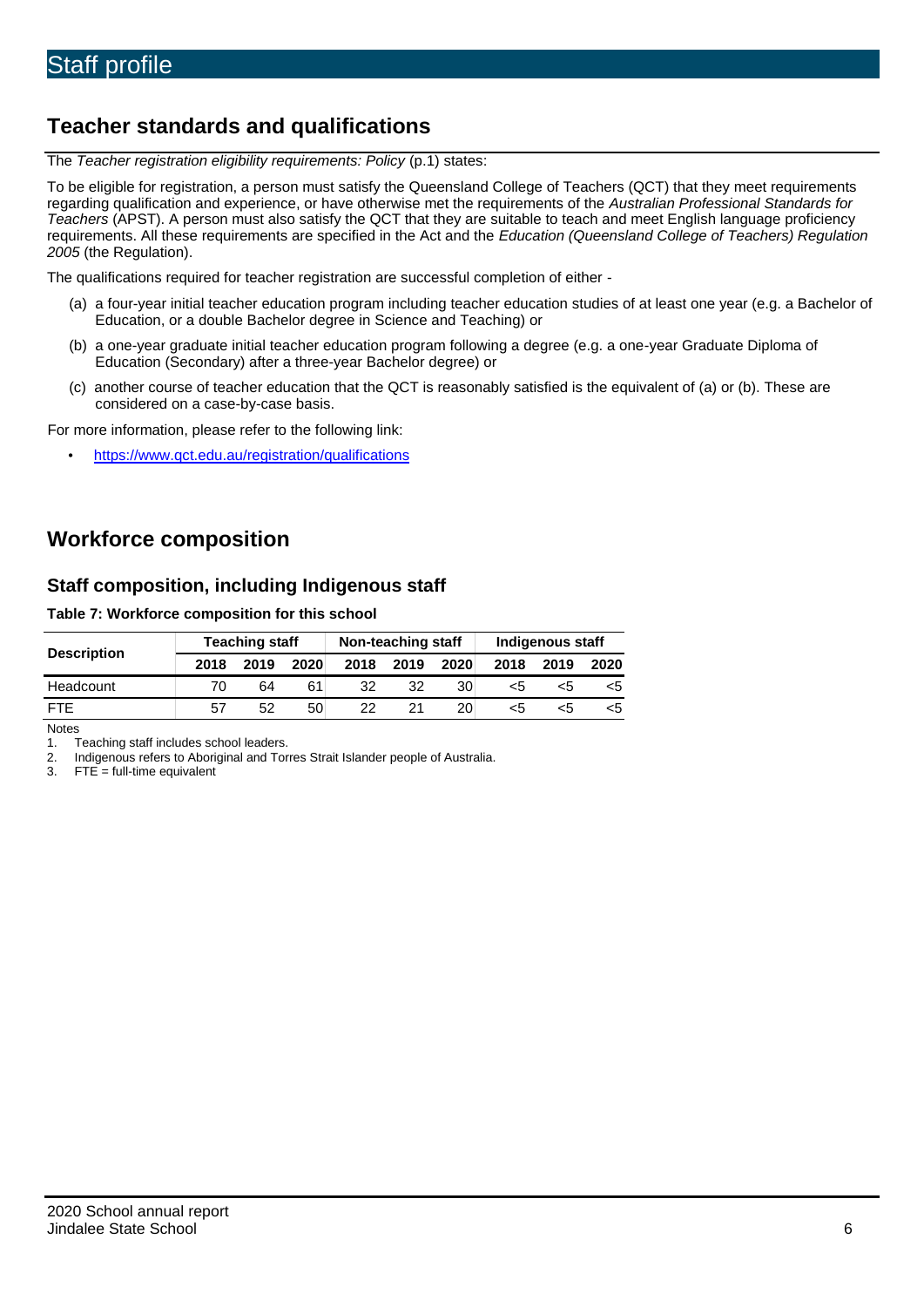# Staff profile

## Teacher standards and qualifications

The *Teacher registration eligibility requirements: Policy* (p.1) states:

To be eligible for registration, a person must satisfy the Queensland College of Teachers (QCT) that they meet requirements regarding qualification and experience, or have otherwise met the requirements of the *Australian Professional Standards for Teachers* (APST). A person must also satisfy the QCT that they are suitable to teach and meet English language proficiency requirements. All these requirements are specified in the Act and the *Education (Queensland College of Teachers) Regulation 2005* (the Regulation).

The qualifications required for teacher registration are successful completion of either -

(a) a four-year initial teacher education program including teacher education studies of at least one year (e.g. a Bachelor of Education, or a double Bachelor degree in Science and Teaching) or

(b) a one-year graduate initial teacher education program following a degree (e.g. a one-year Graduate Diploma of Education (Secondary) after a three-year Bachelor degree) or

(c) another course of teacher education that the QCT is reasonably satisfied is the equivalent of (a) or (b). These are considered on a case-by-case basis.

For more information, please refer to the following link:

- https://www.qct.edu.au/registration/qualifications

## Workforce composition

### Staff composition, including Indigenous staff

**Table 7: Workforce composition for this school**

| Description | Teaching staff | | | Non-teaching staff | | | Indigenous staff | | |
|---|---|---|---|---|---|---|---|---|---|
| | 2018 | 2019 | 2020 | 2018 | 2019 | 2020 | 2018 | 2019 | 2020 |
| Headcount | 70 | 64 | 61 | 32 | 32 | 30 | <5 | <5 | <5 |
| FTE | 57 | 52 | 50 | 22 | 21 | 20 | <5 | <5 | <5 |

Notes

1. Teaching staff includes school leaders.
2. Indigenous refers to Aboriginal and Torres Strait Islander people of Australia.
3. FTE = full-time equivalent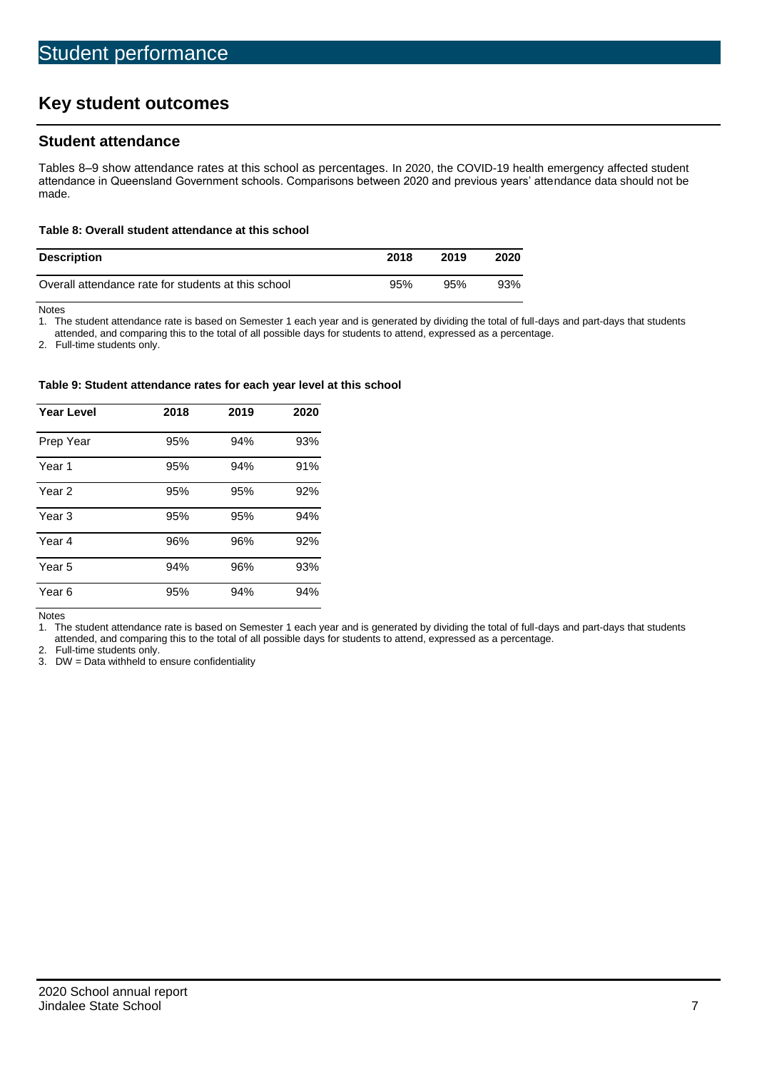# Student performance

## Key student outcomes

### Student attendance

Tables 8–9 show attendance rates at this school as percentages. In 2020, the COVID-19 health emergency affected student attendance in Queensland Government schools. Comparisons between 2020 and previous years' attendance data should not be made.

**Table 8: Overall student attendance at this school**

| Description | 2018 | 2019 | 2020 |
|---|---|---|---|
| Overall attendance rate for students at this school | 95% | 95% | 93% |

Notes

1. The student attendance rate is based on Semester 1 each year and is generated by dividing the total of full-days and part-days that students attended, and comparing this to the total of all possible days for students to attend, expressed as a percentage.
2. Full-time students only.

**Table 9: Student attendance rates for each year level at this school**

| Year Level | 2018 | 2019 | 2020 |
|---|---|---|---|
| Prep Year | 95% | 94% | 93% |
| Year 1 | 95% | 94% | 91% |
| Year 2 | 95% | 95% | 92% |
| Year 3 | 95% | 95% | 94% |
| Year 4 | 96% | 96% | 92% |
| Year 5 | 94% | 96% | 93% |
| Year 6 | 95% | 94% | 94% |

Notes

1. The student attendance rate is based on Semester 1 each year and is generated by dividing the total of full-days and part-days that students attended, and comparing this to the total of all possible days for students to attend, expressed as a percentage.
2. Full-time students only.
3. DW = Data withheld to ensure confidentiality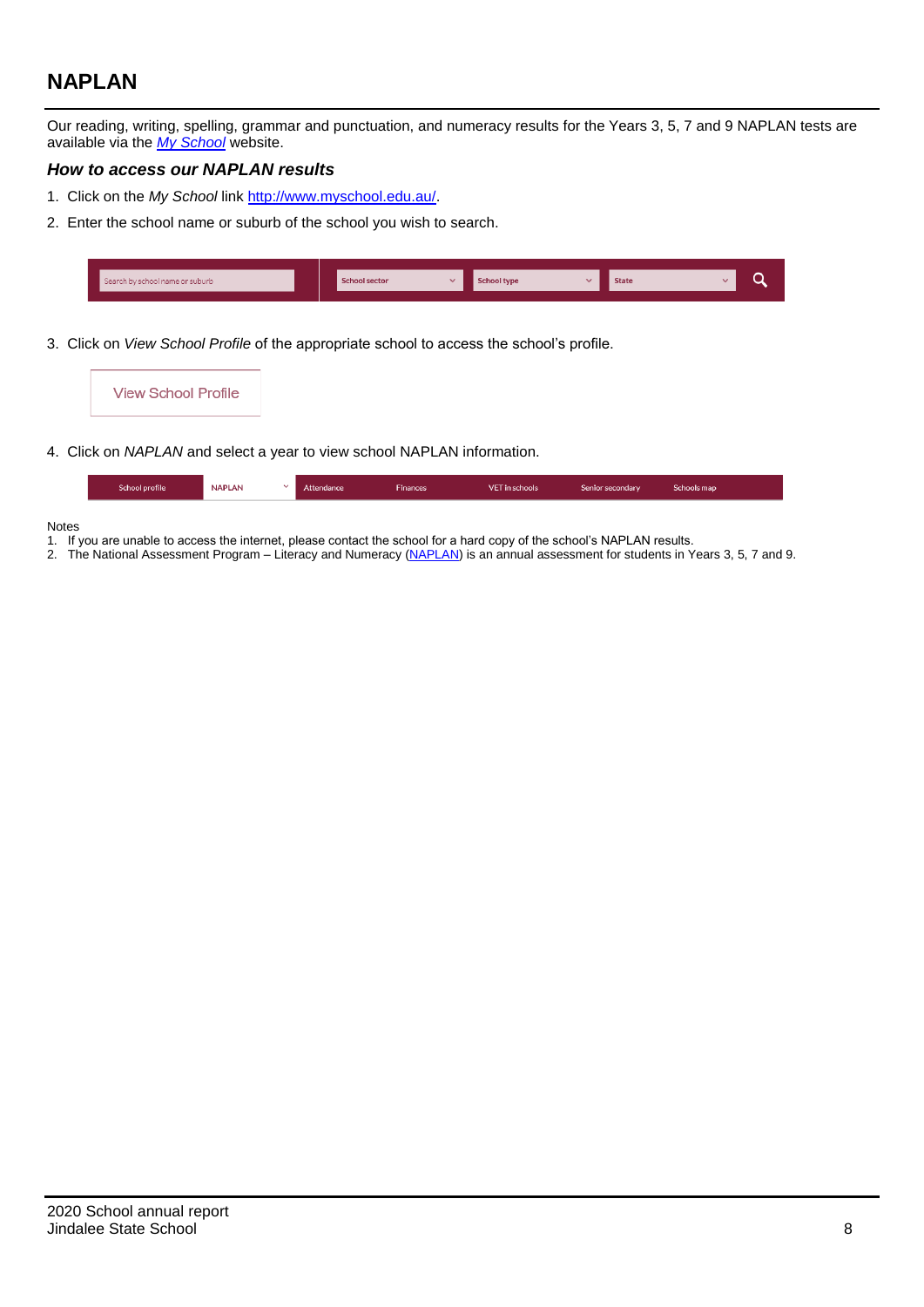## NAPLAN

Our reading, writing, spelling, grammar and punctuation, and numeracy results for the Years 3, 5, 7 and 9 NAPLAN tests are available via the *My School* website.

### *How to access our NAPLAN results*

1. Click on the *My School* link http://www.myschool.edu.au/.
2. Enter the school name or suburb of the school you wish to search.

Search by school name or suburb | School sector | School type | State

3. Click on *View School Profile* of the appropriate school to access the school's profile.

View School Profile

4. Click on *NAPLAN* and select a year to view school NAPLAN information.

School profile | NAPLAN | Attendance | Finances | VET in schools | Senior secondary | Schools map

Notes
1. If you are unable to access the internet, please contact the school for a hard copy of the school's NAPLAN results.
2. The National Assessment Program – Literacy and Numeracy (NAPLAN) is an annual assessment for students in Years 3, 5, 7 and 9.